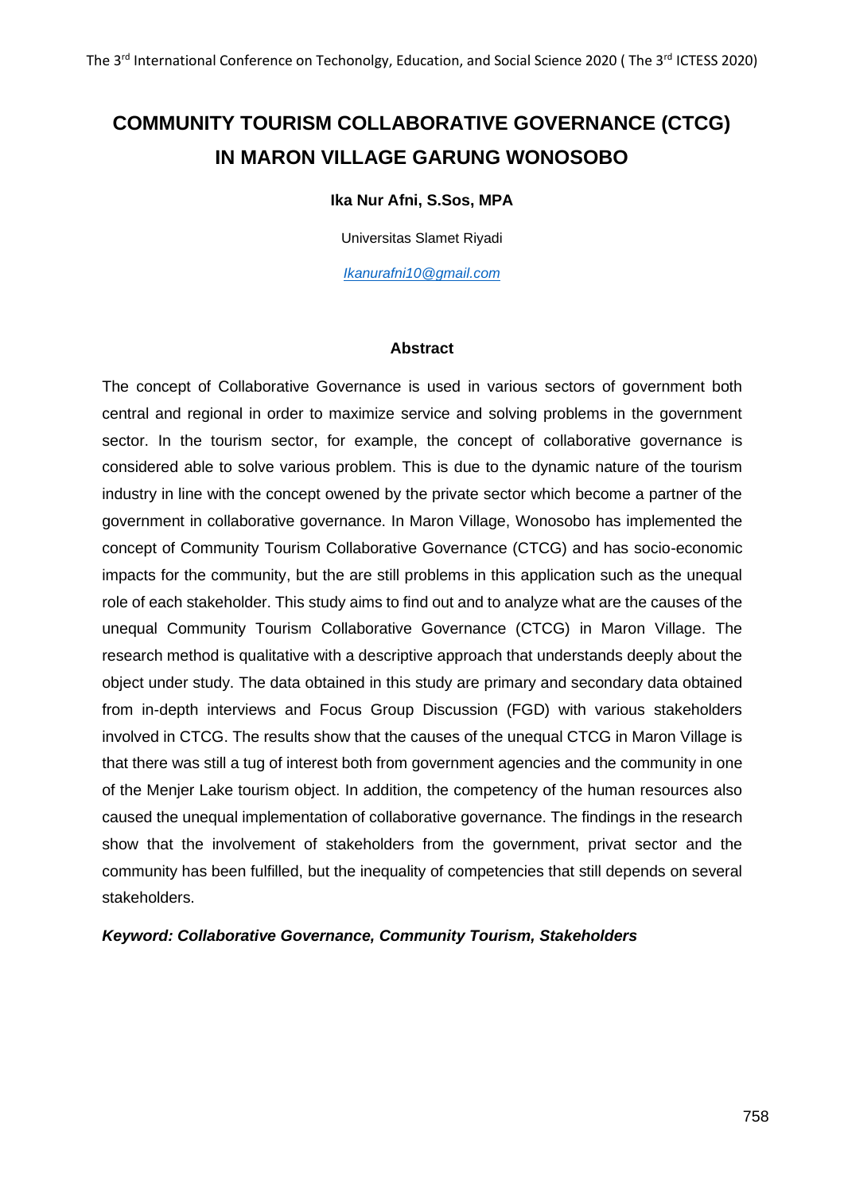# COMMUNITY TOURISM COLLABORATIVE GOVERNANCE (CTCG) IN MARON VILLAGE GARUNG WONOSOBO

**Ika Nur Afni, S.Sos, MPA**

Universitas Slamet Riyadi

*Ikanurafni10@gmail.com*

## Abstract

The concept of Collaborative Governance is used in various sectors of government both central and regional in order to maximize service and solving problems in the government sector. In the tourism sector, for example, the concept of collaborative governance is considered able to solve various problem. This is due to the dynamic nature of the tourism industry in line with the concept owened by the private sector which become a partner of the government in collaborative governance. In Maron Village, Wonosobo has implemented the concept of Community Tourism Collaborative Governance (CTCG) and has socio-economic impacts for the community, but the are still problems in this application such as the unequal role of each stakeholder. This study aims to find out and to analyze what are the causes of the unequal Community Tourism Collaborative Governance (CTCG) in Maron Village. The research method is qualitative with a descriptive approach that understands deeply about the object under study. The data obtained in this study are primary and secondary data obtained from in-depth interviews and Focus Group Discussion (FGD) with various stakeholders involved in CTCG. The results show that the causes of the unequal CTCG in Maron Village is that there was still a tug of interest both from government agencies and the community in one of the Menjer Lake tourism object. In addition, the competency of the human resources also caused the unequal implementation of collaborative governance. The findings in the research show that the involvement of stakeholders from the government, privat sector and the community has been fulfilled, but the inequality of competencies that still depends on several stakeholders.

***Keyword: Collaborative Governance, Community Tourism, Stakeholders***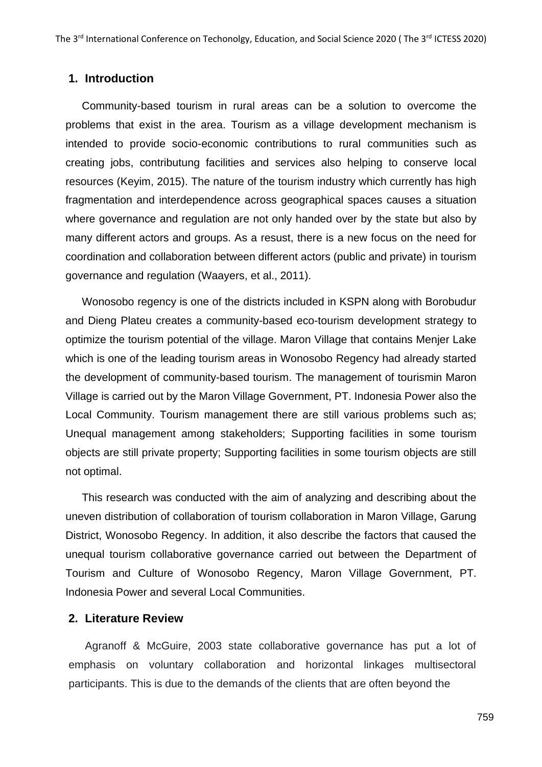## 1. Introduction

Community-based tourism in rural areas can be a solution to overcome the problems that exist in the area. Tourism as a village development mechanism is intended to provide socio-economic contributions to rural communities such as creating jobs, contributung facilities and services also helping to conserve local resources (Keyim, 2015). The nature of the tourism industry which currently has high fragmentation and interdependence across geographical spaces causes a situation where governance and regulation are not only handed over by the state but also by many different actors and groups. As a resust, there is a new focus on the need for coordination and collaboration between different actors (public and private) in tourism governance and regulation (Waayers, et al., 2011).

Wonosobo regency is one of the districts included in KSPN along with Borobudur and Dieng Plateu creates a community-based eco-tourism development strategy to optimize the tourism potential of the village. Maron Village that contains Menjer Lake which is one of the leading tourism areas in Wonosobo Regency had already started the development of community-based tourism. The management of tourismin Maron Village is carried out by the Maron Village Government, PT. Indonesia Power also the Local Community. Tourism management there are still various problems such as; Unequal management among stakeholders; Supporting facilities in some tourism objects are still private property; Supporting facilities in some tourism objects are still not optimal.

This research was conducted with the aim of analyzing and describing about the uneven distribution of collaboration of tourism collaboration in Maron Village, Garung District, Wonosobo Regency. In addition, it also describe the factors that caused the unequal tourism collaborative governance carried out between the Department of Tourism and Culture of Wonosobo Regency, Maron Village Government, PT. Indonesia Power and several Local Communities.

## 2. Literature Review

Agranoff & McGuire, 2003 state collaborative governance has put a lot of emphasis on voluntary collaboration and horizontal linkages multisectoral participants. This is due to the demands of the clients that are often beyond the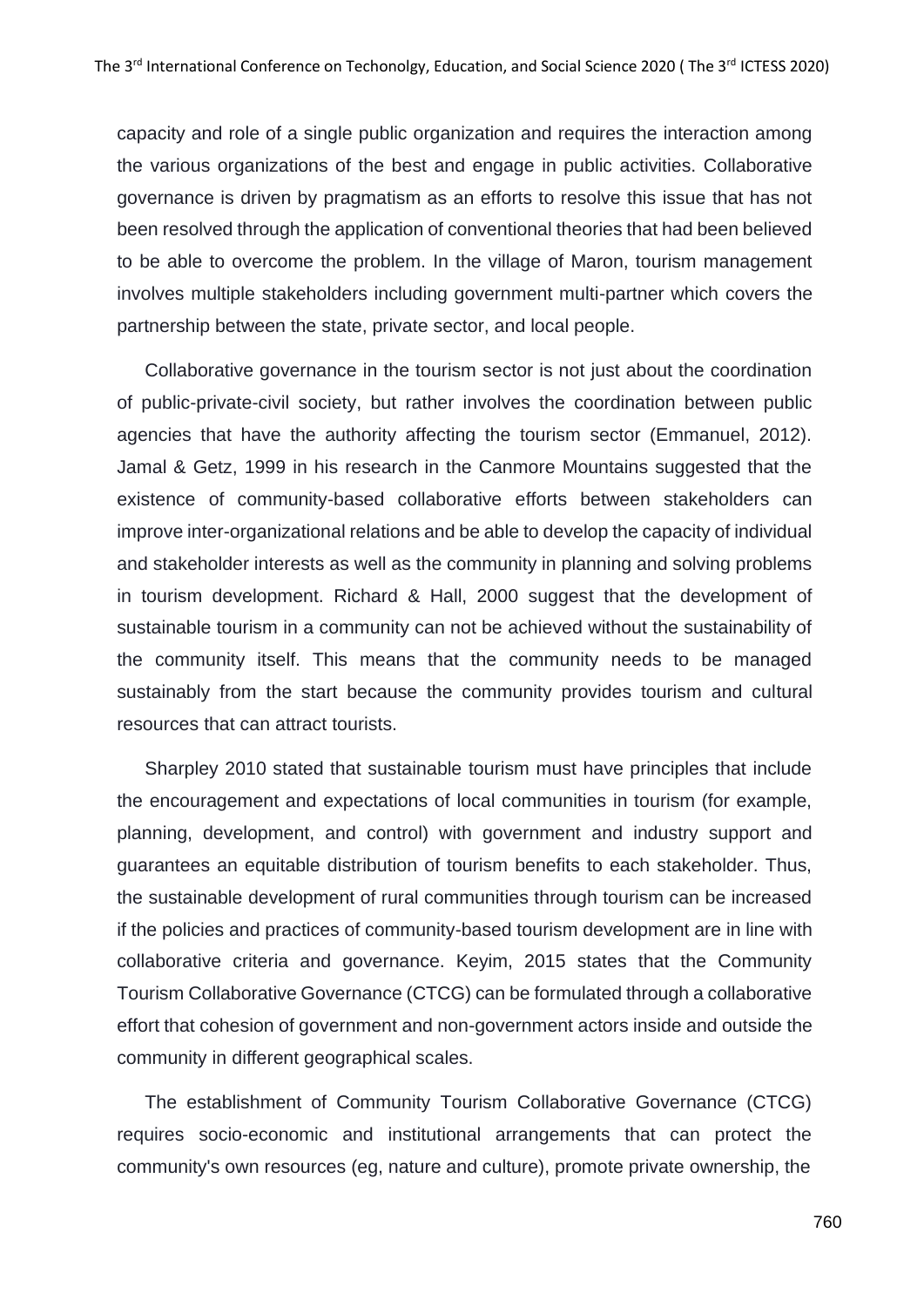capacity and role of a single public organization and requires the interaction among the various organizations of the best and engage in public activities. Collaborative governance is driven by pragmatism as an efforts to resolve this issue that has not been resolved through the application of conventional theories that had been believed to be able to overcome the problem. In the village of Maron, tourism management involves multiple stakeholders including government multi-partner which covers the partnership between the state, private sector, and local people.

Collaborative governance in the tourism sector is not just about the coordination of public-private-civil society, but rather involves the coordination between public agencies that have the authority affecting the tourism sector (Emmanuel, 2012). Jamal & Getz, 1999 in his research in the Canmore Mountains suggested that the existence of community-based collaborative efforts between stakeholders can improve inter-organizational relations and be able to develop the capacity of individual and stakeholder interests as well as the community in planning and solving problems in tourism development. Richard & Hall, 2000 suggest that the development of sustainable tourism in a community can not be achieved without the sustainability of the community itself. This means that the community needs to be managed sustainably from the start because the community provides tourism and cultural resources that can attract tourists.

Sharpley 2010 stated that sustainable tourism must have principles that include the encouragement and expectations of local communities in tourism (for example, planning, development, and control) with government and industry support and guarantees an equitable distribution of tourism benefits to each stakeholder. Thus, the sustainable development of rural communities through tourism can be increased if the policies and practices of community-based tourism development are in line with collaborative criteria and governance. Keyim, 2015 states that the Community Tourism Collaborative Governance (CTCG) can be formulated through a collaborative effort that cohesion of government and non-government actors inside and outside the community in different geographical scales.

The establishment of Community Tourism Collaborative Governance (CTCG) requires socio-economic and institutional arrangements that can protect the community's own resources (eg, nature and culture), promote private ownership, the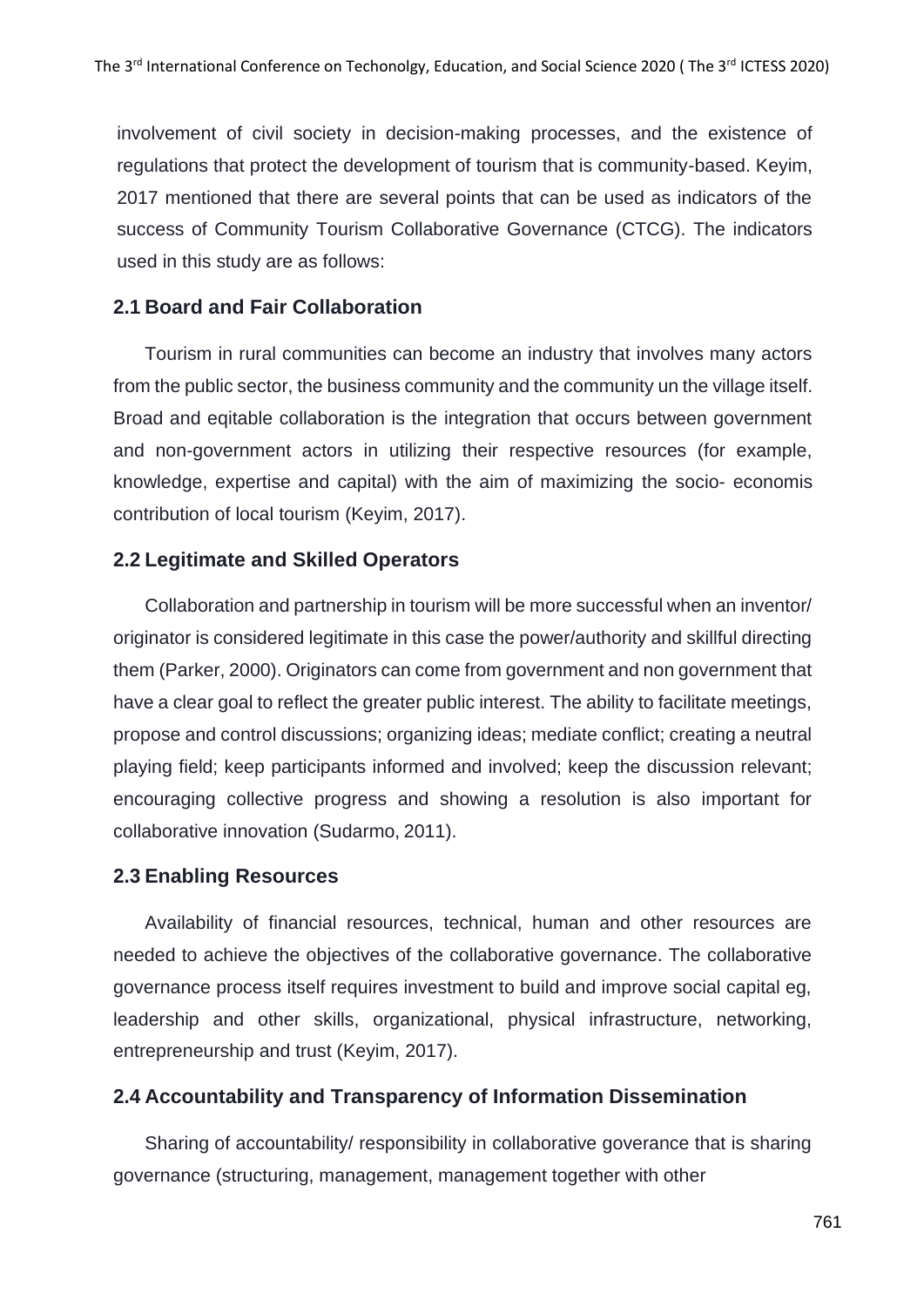involvement of civil society in decision-making processes, and the existence of regulations that protect the development of tourism that is community-based. Keyim, 2017 mentioned that there are several points that can be used as indicators of the success of Community Tourism Collaborative Governance (CTCG). The indicators used in this study are as follows:

## 2.1 Board and Fair Collaboration

Tourism in rural communities can become an industry that involves many actors from the public sector, the business community and the community un the village itself. Broad and eqitable collaboration is the integration that occurs between government and non-government actors in utilizing their respective resources (for example, knowledge, expertise and capital) with the aim of maximizing the socio- economis contribution of local tourism (Keyim, 2017).

## 2.2 Legitimate and Skilled Operators

Collaboration and partnership in tourism will be more successful when an inventor/ originator is considered legitimate in this case the power/authority and skillful directing them (Parker, 2000). Originators can come from government and non government that have a clear goal to reflect the greater public interest. The ability to facilitate meetings, propose and control discussions; organizing ideas; mediate conflict; creating a neutral playing field; keep participants informed and involved; keep the discussion relevant; encouraging collective progress and showing a resolution is also important for collaborative innovation (Sudarmo, 2011).

## 2.3 Enabling Resources

Availability of financial resources, technical, human and other resources are needed to achieve the objectives of the collaborative governance. The collaborative governance process itself requires investment to build and improve social capital eg, leadership and other skills, organizational, physical infrastructure, networking, entrepreneurship and trust (Keyim, 2017).

## 2.4 Accountability and Transparency of Information Dissemination

Sharing of accountability/ responsibility in collaborative goverance that is sharing governance (structuring, management, management together with other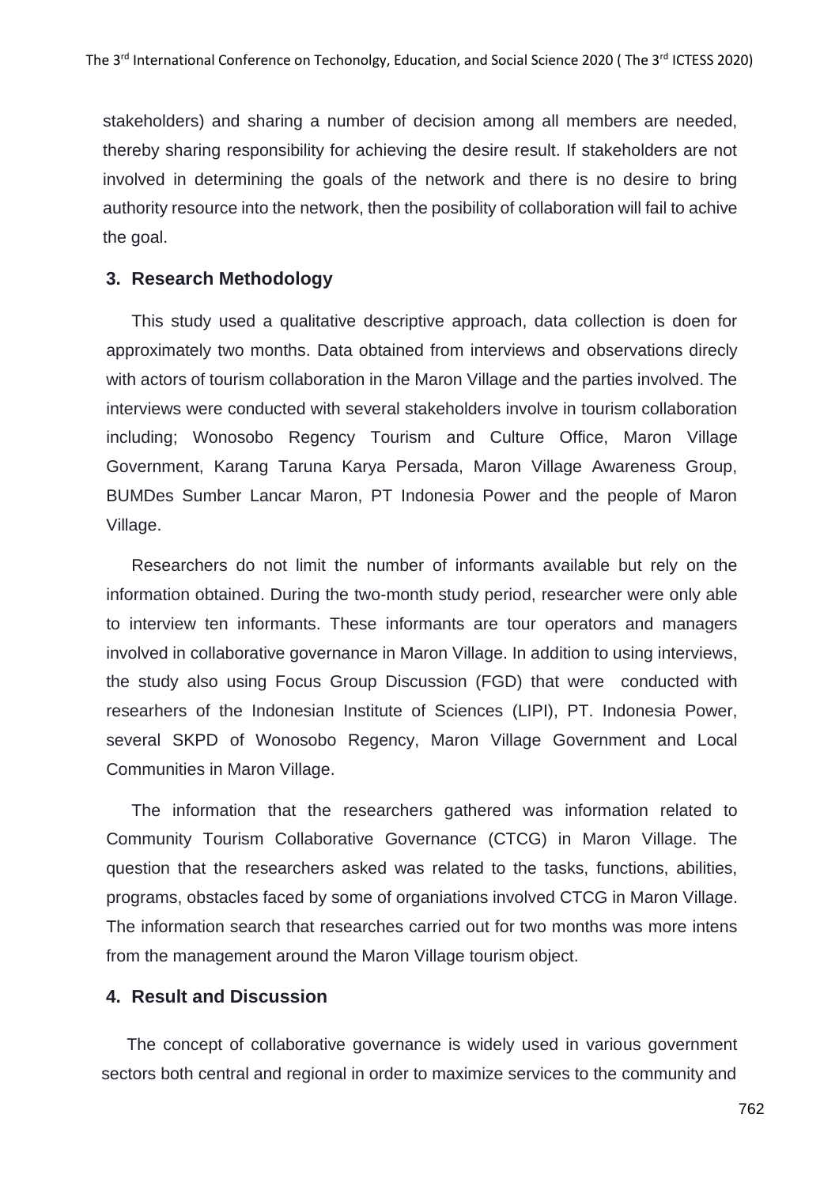stakeholders) and sharing a number of decision among all members are needed, thereby sharing responsibility for achieving the desire result. If stakeholders are not involved in determining the goals of the network and there is no desire to bring authority resource into the network, then the posibility of collaboration will fail to achive the goal.

## 3. Research Methodology

This study used a qualitative descriptive approach, data collection is doen for approximately two months. Data obtained from interviews and observations direcly with actors of tourism collaboration in the Maron Village and the parties involved. The interviews were conducted with several stakeholders involve in tourism collaboration including; Wonosobo Regency Tourism and Culture Office, Maron Village Government, Karang Taruna Karya Persada, Maron Village Awareness Group, BUMDes Sumber Lancar Maron, PT Indonesia Power and the people of Maron Village.

Researchers do not limit the number of informants available but rely on the information obtained. During the two-month study period, researcher were only able to interview ten informants. These informants are tour operators and managers involved in collaborative governance in Maron Village. In addition to using interviews, the study also using Focus Group Discussion (FGD) that were conducted with researhers of the Indonesian Institute of Sciences (LIPI), PT. Indonesia Power, several SKPD of Wonosobo Regency, Maron Village Government and Local Communities in Maron Village.

The information that the researchers gathered was information related to Community Tourism Collaborative Governance (CTCG) in Maron Village. The question that the researchers asked was related to the tasks, functions, abilities, programs, obstacles faced by some of organiations involved CTCG in Maron Village. The information search that researches carried out for two months was more intens from the management around the Maron Village tourism object.

## 4. Result and Discussion

The concept of collaborative governance is widely used in various government sectors both central and regional in order to maximize services to the community and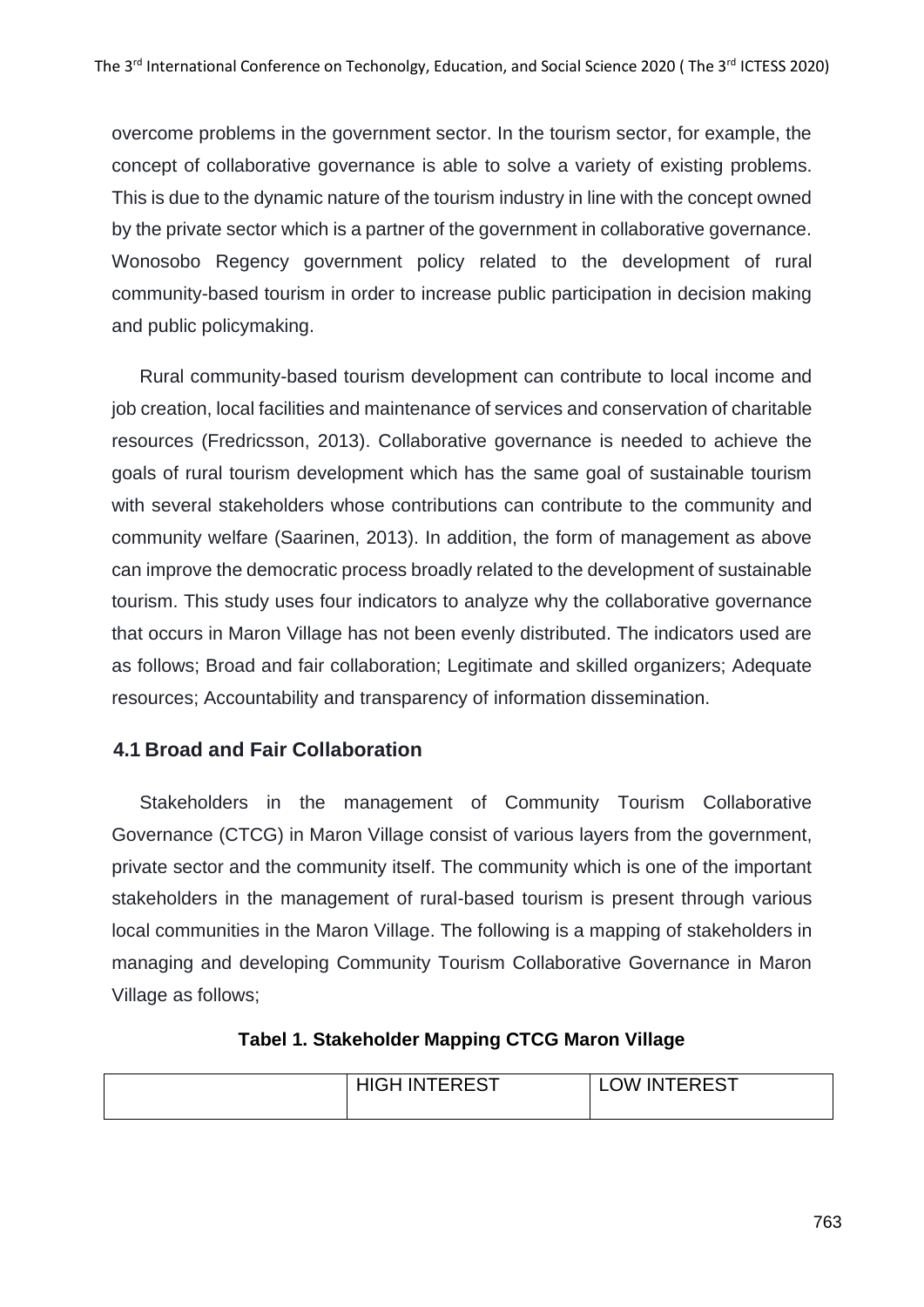overcome problems in the government sector. In the tourism sector, for example, the concept of collaborative governance is able to solve a variety of existing problems. This is due to the dynamic nature of the tourism industry in line with the concept owned by the private sector which is a partner of the government in collaborative governance. Wonosobo Regency government policy related to the development of rural community-based tourism in order to increase public participation in decision making and public policymaking.

Rural community-based tourism development can contribute to local income and job creation, local facilities and maintenance of services and conservation of charitable resources (Fredricsson, 2013). Collaborative governance is needed to achieve the goals of rural tourism development which has the same goal of sustainable tourism with several stakeholders whose contributions can contribute to the community and community welfare (Saarinen, 2013). In addition, the form of management as above can improve the democratic process broadly related to the development of sustainable tourism. This study uses four indicators to analyze why the collaborative governance that occurs in Maron Village has not been evenly distributed. The indicators used are as follows; Broad and fair collaboration; Legitimate and skilled organizers; Adequate resources; Accountability and transparency of information dissemination.

## 4.1 Broad and Fair Collaboration

Stakeholders in the management of Community Tourism Collaborative Governance (CTCG) in Maron Village consist of various layers from the government, private sector and the community itself. The community which is one of the important stakeholders in the management of rural-based tourism is present through various local communities in the Maron Village. The following is a mapping of stakeholders in managing and developing Community Tourism Collaborative Governance in Maron Village as follows;

**Tabel 1. Stakeholder Mapping CTCG Maron Village**

| | HIGH INTEREST | LOW INTEREST |
|---|---|---|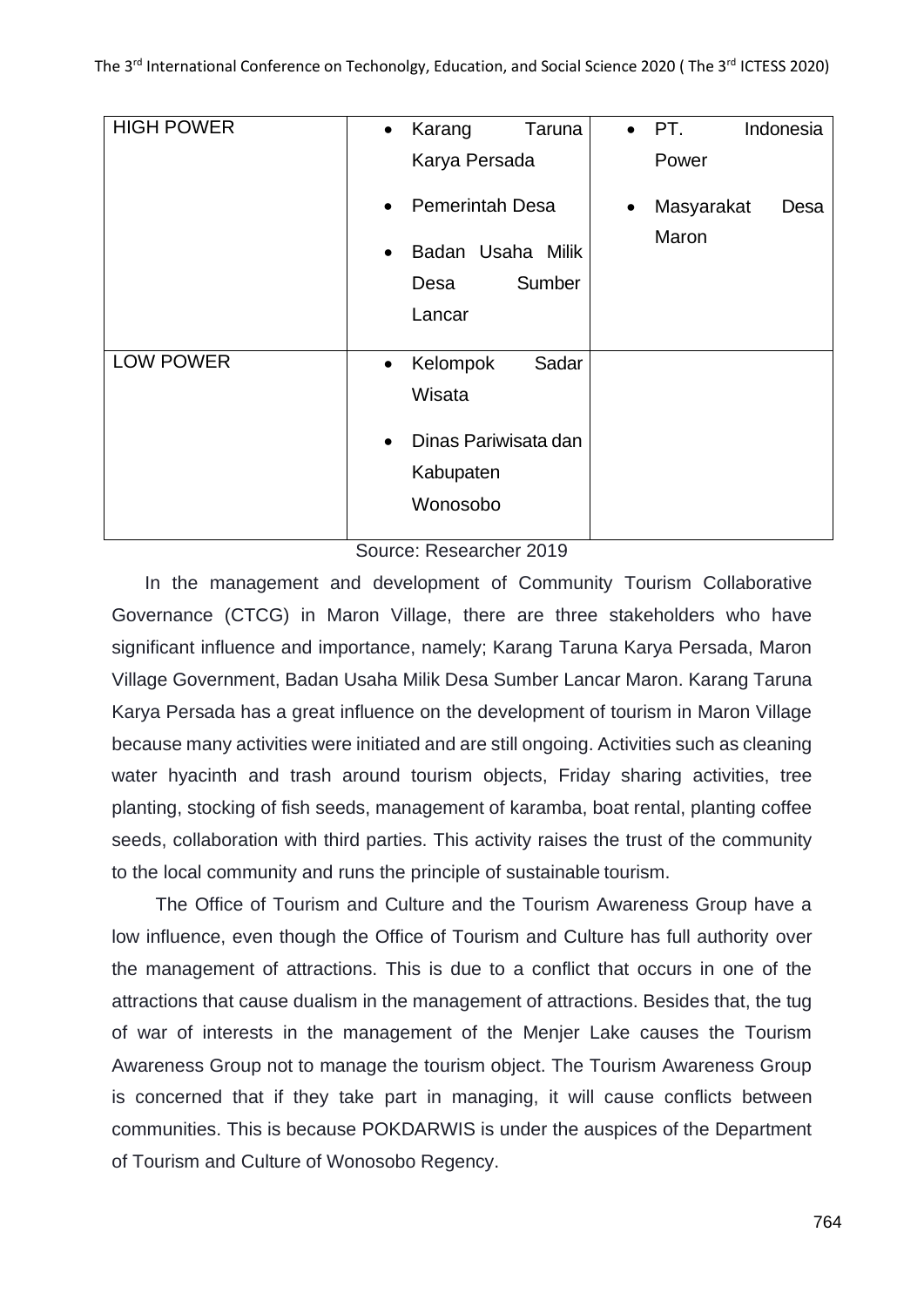| | | |
|---|---|---|
| HIGH POWER | • Karang Taruna Karya Persada<br>• Pemerintah Desa<br>• Badan Usaha Milik Desa Sumber Lancar | • PT. Indonesia Power<br>• Masyarakat Desa Maron |
| LOW POWER | • Kelompok Sadar Wisata<br>• Dinas Pariwisata dan Kabupaten Wonosobo | |

Source: Researcher 2019

In the management and development of Community Tourism Collaborative Governance (CTCG) in Maron Village, there are three stakeholders who have significant influence and importance, namely; Karang Taruna Karya Persada, Maron Village Government, Badan Usaha Milik Desa Sumber Lancar Maron. Karang Taruna Karya Persada has a great influence on the development of tourism in Maron Village because many activities were initiated and are still ongoing. Activities such as cleaning water hyacinth and trash around tourism objects, Friday sharing activities, tree planting, stocking of fish seeds, management of karamba, boat rental, planting coffee seeds, collaboration with third parties. This activity raises the trust of the community to the local community and runs the principle of sustainable tourism.

The Office of Tourism and Culture and the Tourism Awareness Group have a low influence, even though the Office of Tourism and Culture has full authority over the management of attractions. This is due to a conflict that occurs in one of the attractions that cause dualism in the management of attractions. Besides that, the tug of war of interests in the management of the Menjer Lake causes the Tourism Awareness Group not to manage the tourism object. The Tourism Awareness Group is concerned that if they take part in managing, it will cause conflicts between communities. This is because POKDARWIS is under the auspices of the Department of Tourism and Culture of Wonosobo Regency.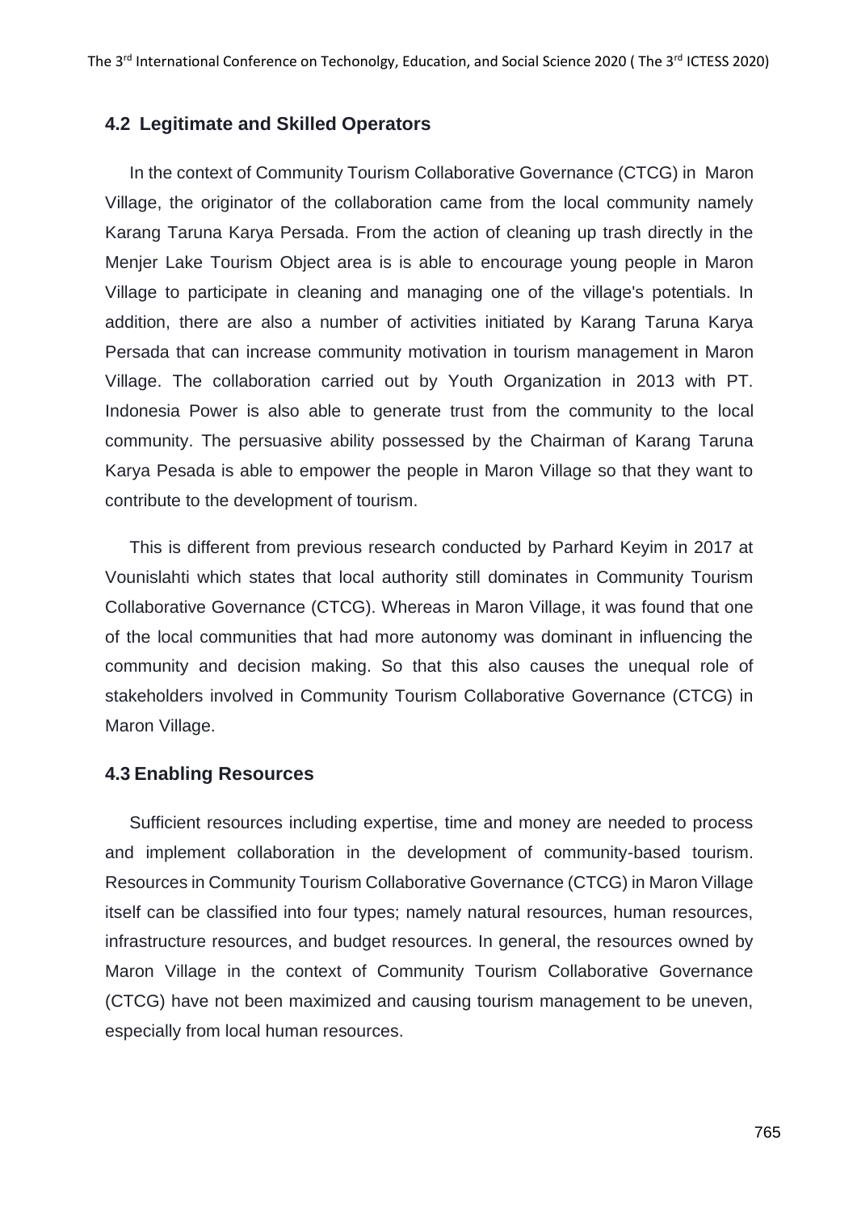## 4.2 Legitimate and Skilled Operators

In the context of Community Tourism Collaborative Governance (CTCG) in Maron Village, the originator of the collaboration came from the local community namely Karang Taruna Karya Persada. From the action of cleaning up trash directly in the Menjer Lake Tourism Object area is is able to encourage young people in Maron Village to participate in cleaning and managing one of the village's potentials. In addition, there are also a number of activities initiated by Karang Taruna Karya Persada that can increase community motivation in tourism management in Maron Village. The collaboration carried out by Youth Organization in 2013 with PT. Indonesia Power is also able to generate trust from the community to the local community. The persuasive ability possessed by the Chairman of Karang Taruna Karya Pesada is able to empower the people in Maron Village so that they want to contribute to the development of tourism.

This is different from previous research conducted by Parhard Keyim in 2017 at Vounislahti which states that local authority still dominates in Community Tourism Collaborative Governance (CTCG). Whereas in Maron Village, it was found that one of the local communities that had more autonomy was dominant in influencing the community and decision making. So that this also causes the unequal role of stakeholders involved in Community Tourism Collaborative Governance (CTCG) in Maron Village.

## 4.3 Enabling Resources

Sufficient resources including expertise, time and money are needed to process and implement collaboration in the development of community-based tourism. Resources in Community Tourism Collaborative Governance (CTCG) in Maron Village itself can be classified into four types; namely natural resources, human resources, infrastructure resources, and budget resources. In general, the resources owned by Maron Village in the context of Community Tourism Collaborative Governance (CTCG) have not been maximized and causing tourism management to be uneven, especially from local human resources.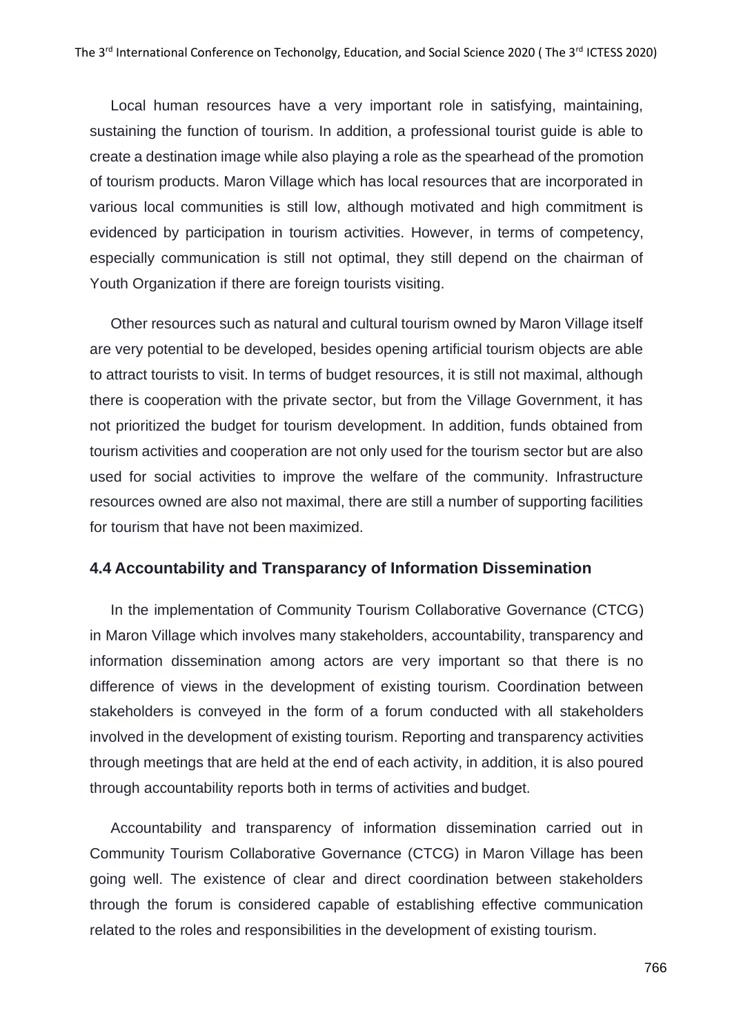Local human resources have a very important role in satisfying, maintaining, sustaining the function of tourism. In addition, a professional tourist guide is able to create a destination image while also playing a role as the spearhead of the promotion of tourism products. Maron Village which has local resources that are incorporated in various local communities is still low, although motivated and high commitment is evidenced by participation in tourism activities. However, in terms of competency, especially communication is still not optimal, they still depend on the chairman of Youth Organization if there are foreign tourists visiting.

Other resources such as natural and cultural tourism owned by Maron Village itself are very potential to be developed, besides opening artificial tourism objects are able to attract tourists to visit. In terms of budget resources, it is still not maximal, although there is cooperation with the private sector, but from the Village Government, it has not prioritized the budget for tourism development. In addition, funds obtained from tourism activities and cooperation are not only used for the tourism sector but are also used for social activities to improve the welfare of the community. Infrastructure resources owned are also not maximal, there are still a number of supporting facilities for tourism that have not been maximized.

### 4.4 Accountability and Transparancy of Information Dissemination

In the implementation of Community Tourism Collaborative Governance (CTCG) in Maron Village which involves many stakeholders, accountability, transparency and information dissemination among actors are very important so that there is no difference of views in the development of existing tourism. Coordination between stakeholders is conveyed in the form of a forum conducted with all stakeholders involved in the development of existing tourism. Reporting and transparency activities through meetings that are held at the end of each activity, in addition, it is also poured through accountability reports both in terms of activities and budget.

Accountability and transparency of information dissemination carried out in Community Tourism Collaborative Governance (CTCG) in Maron Village has been going well. The existence of clear and direct coordination between stakeholders through the forum is considered capable of establishing effective communication related to the roles and responsibilities in the development of existing tourism.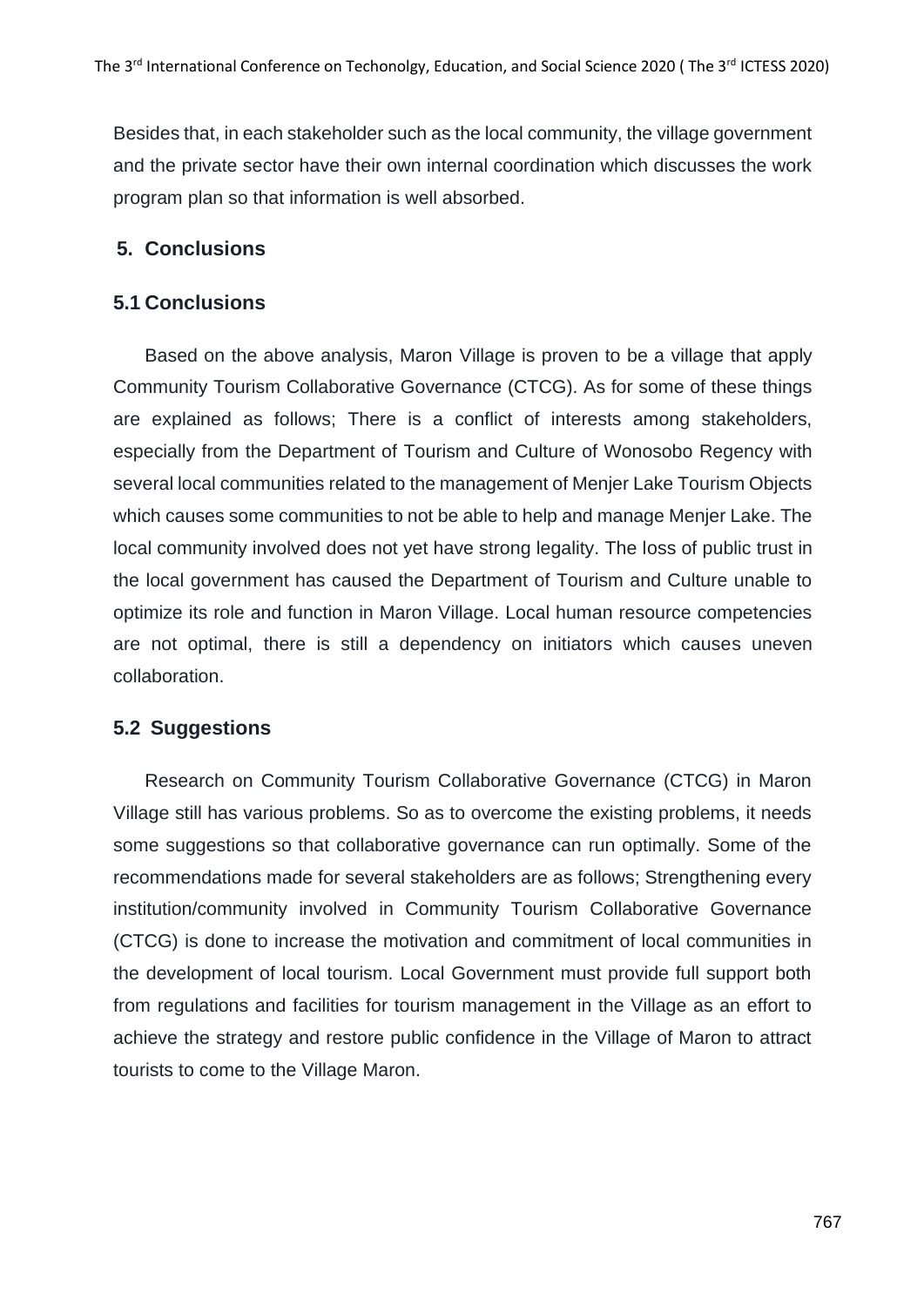Besides that, in each stakeholder such as the local community, the village government and the private sector have their own internal coordination which discusses the work program plan so that information is well absorbed.

## 5. Conclusions

### 5.1 Conclusions

Based on the above analysis, Maron Village is proven to be a village that apply Community Tourism Collaborative Governance (CTCG). As for some of these things are explained as follows; There is a conflict of interests among stakeholders, especially from the Department of Tourism and Culture of Wonosobo Regency with several local communities related to the management of Menjer Lake Tourism Objects which causes some communities to not be able to help and manage Menjer Lake. The local community involved does not yet have strong legality. The loss of public trust in the local government has caused the Department of Tourism and Culture unable to optimize its role and function in Maron Village. Local human resource competencies are not optimal, there is still a dependency on initiators which causes uneven collaboration.

### 5.2 Suggestions

Research on Community Tourism Collaborative Governance (CTCG) in Maron Village still has various problems. So as to overcome the existing problems, it needs some suggestions so that collaborative governance can run optimally. Some of the recommendations made for several stakeholders are as follows; Strengthening every institution/community involved in Community Tourism Collaborative Governance (CTCG) is done to increase the motivation and commitment of local communities in the development of local tourism. Local Government must provide full support both from regulations and facilities for tourism management in the Village as an effort to achieve the strategy and restore public confidence in the Village of Maron to attract tourists to come to the Village Maron.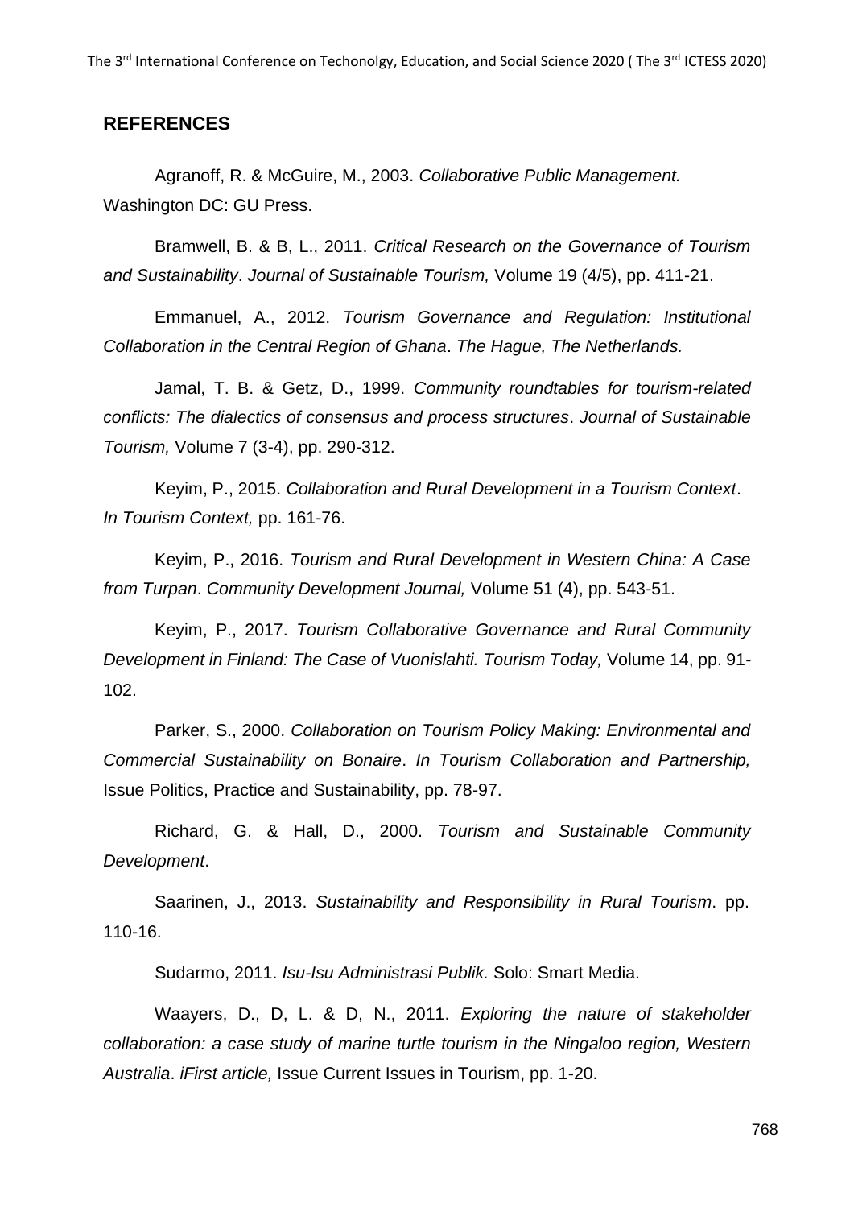## REFERENCES

Agranoff, R. & McGuire, M., 2003. *Collaborative Public Management.* Washington DC: GU Press.

Bramwell, B. & B, L., 2011. *Critical Research on the Governance of Tourism and Sustainability*. *Journal of Sustainable Tourism,* Volume 19 (4/5), pp. 411-21.

Emmanuel, A., 2012. *Tourism Governance and Regulation: Institutional Collaboration in the Central Region of Ghana*. *The Hague, The Netherlands.*

Jamal, T. B. & Getz, D., 1999. *Community roundtables for tourism-related conflicts: The dialectics of consensus and process structures*. *Journal of Sustainable Tourism,* Volume 7 (3-4), pp. 290-312.

Keyim, P., 2015. *Collaboration and Rural Development in a Tourism Context*. *In Tourism Context,* pp. 161-76.

Keyim, P., 2016. *Tourism and Rural Development in Western China: A Case from Turpan*. *Community Development Journal,* Volume 51 (4), pp. 543-51.

Keyim, P., 2017. *Tourism Collaborative Governance and Rural Community Development in Finland: The Case of Vuonislahti. Tourism Today,* Volume 14, pp. 91-102.

Parker, S., 2000. *Collaboration on Tourism Policy Making: Environmental and Commercial Sustainability on Bonaire*. *In Tourism Collaboration and Partnership,* Issue Politics, Practice and Sustainability, pp. 78-97.

Richard, G. & Hall, D., 2000. *Tourism and Sustainable Community Development*.

Saarinen, J., 2013. *Sustainability and Responsibility in Rural Tourism*. pp. 110-16.

Sudarmo, 2011. *Isu-Isu Administrasi Publik.* Solo: Smart Media.

Waayers, D., D, L. & D, N., 2011. *Exploring the nature of stakeholder collaboration: a case study of marine turtle tourism in the Ningaloo region, Western Australia*. *iFirst article,* Issue Current Issues in Tourism, pp. 1-20.